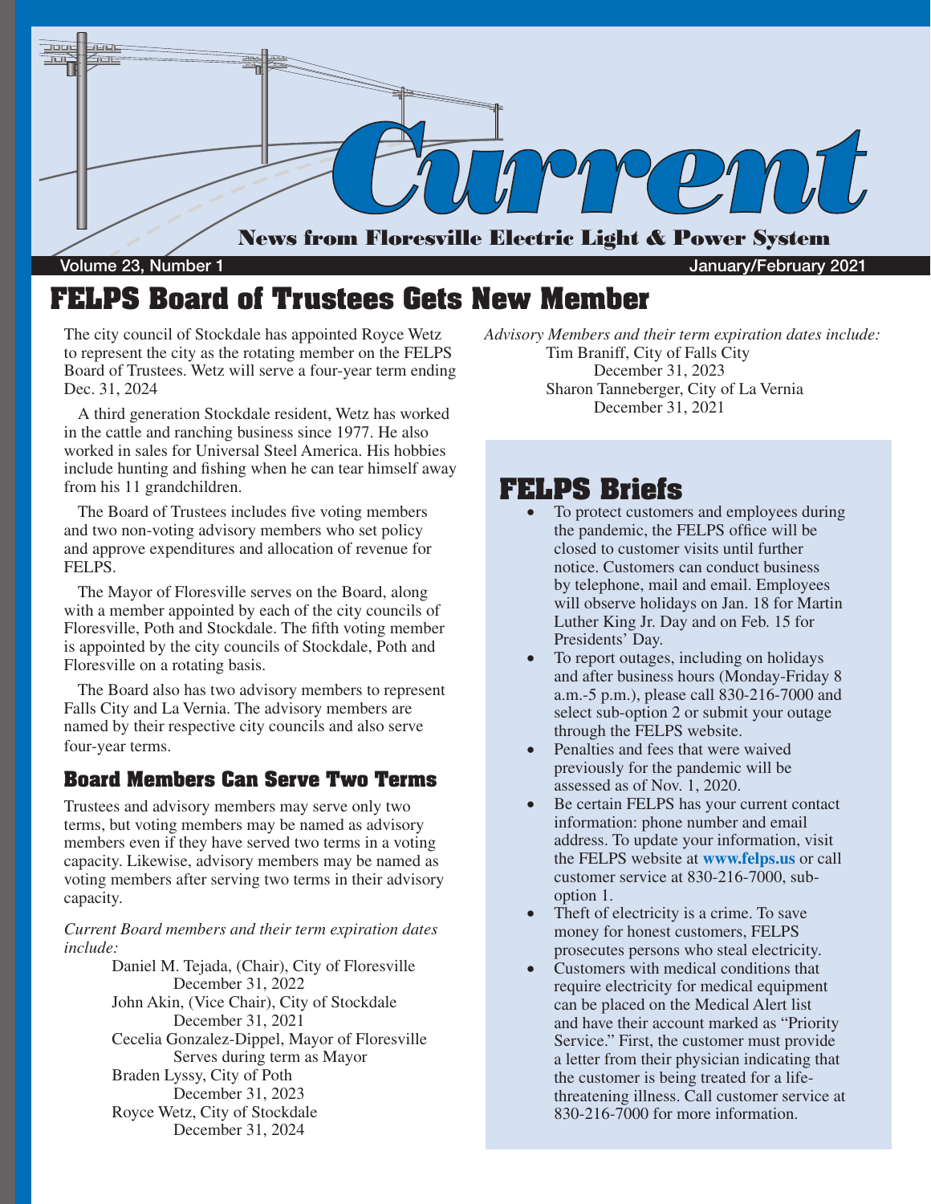# Current

**News from Floresville Electric Light & Power System**

Volume 23, Number 1 — January/February 2021

## FELPS Board of Trustees Gets New Member

The city council of Stockdale has appointed Royce Wetz to represent the city as the rotating member on the FELPS Board of Trustees. Wetz will serve a four-year term ending Dec. 31, 2024

A third generation Stockdale resident, Wetz has worked in the cattle and ranching business since 1977. He also worked in sales for Universal Steel America. His hobbies include hunting and fishing when he can tear himself away from his 11 grandchildren.

The Board of Trustees includes five voting members and two non-voting advisory members who set policy and approve expenditures and allocation of revenue for FELPS.

The Mayor of Floresville serves on the Board, along with a member appointed by each of the city councils of Floresville, Poth and Stockdale. The fifth voting member is appointed by the city councils of Stockdale, Poth and Floresville on a rotating basis.

The Board also has two advisory members to represent Falls City and La Vernia. The advisory members are named by their respective city councils and also serve four-year terms.

### Board Members Can Serve Two Terms

Trustees and advisory members may serve only two terms, but voting members may be named as advisory members even if they have served two terms in a voting capacity. Likewise, advisory members may be named as voting members after serving two terms in their advisory capacity.

*Current Board members and their term expiration dates include:*

Daniel M. Tejada, (Chair), City of Floresville
December 31, 2022

John Akin, (Vice Chair), City of Stockdale
December 31, 2021

Cecelia Gonzalez-Dippel, Mayor of Floresville
Serves during term as Mayor

Braden Lyssy, City of Poth
December 31, 2023

Royce Wetz, City of Stockdale
December 31, 2024

*Advisory Members and their term expiration dates include:*

Tim Braniff, City of Falls City
December 31, 2023

Sharon Tanneberger, City of La Vernia
December 31, 2021

## FELPS Briefs

- To protect customers and employees during the pandemic, the FELPS office will be closed to customer visits until further notice. Customers can conduct business by telephone, mail and email. Employees will observe holidays on Jan. 18 for Martin Luther King Jr. Day and on Feb. 15 for Presidents' Day.
- To report outages, including on holidays and after business hours (Monday-Friday 8 a.m.-5 p.m.), please call 830-216-7000 and select sub-option 2 or submit your outage through the FELPS website.
- Penalties and fees that were waived previously for the pandemic will be assessed as of Nov. 1, 2020.
- Be certain FELPS has your current contact information: phone number and email address. To update your information, visit the FELPS website at **www.felps.us** or call customer service at 830-216-7000, sub-option 1.
- Theft of electricity is a crime. To save money for honest customers, FELPS prosecutes persons who steal electricity.
- Customers with medical conditions that require electricity for medical equipment can be placed on the Medical Alert list and have their account marked as "Priority Service." First, the customer must provide a letter from their physician indicating that the customer is being treated for a life-threatening illness. Call customer service at 830-216-7000 for more information.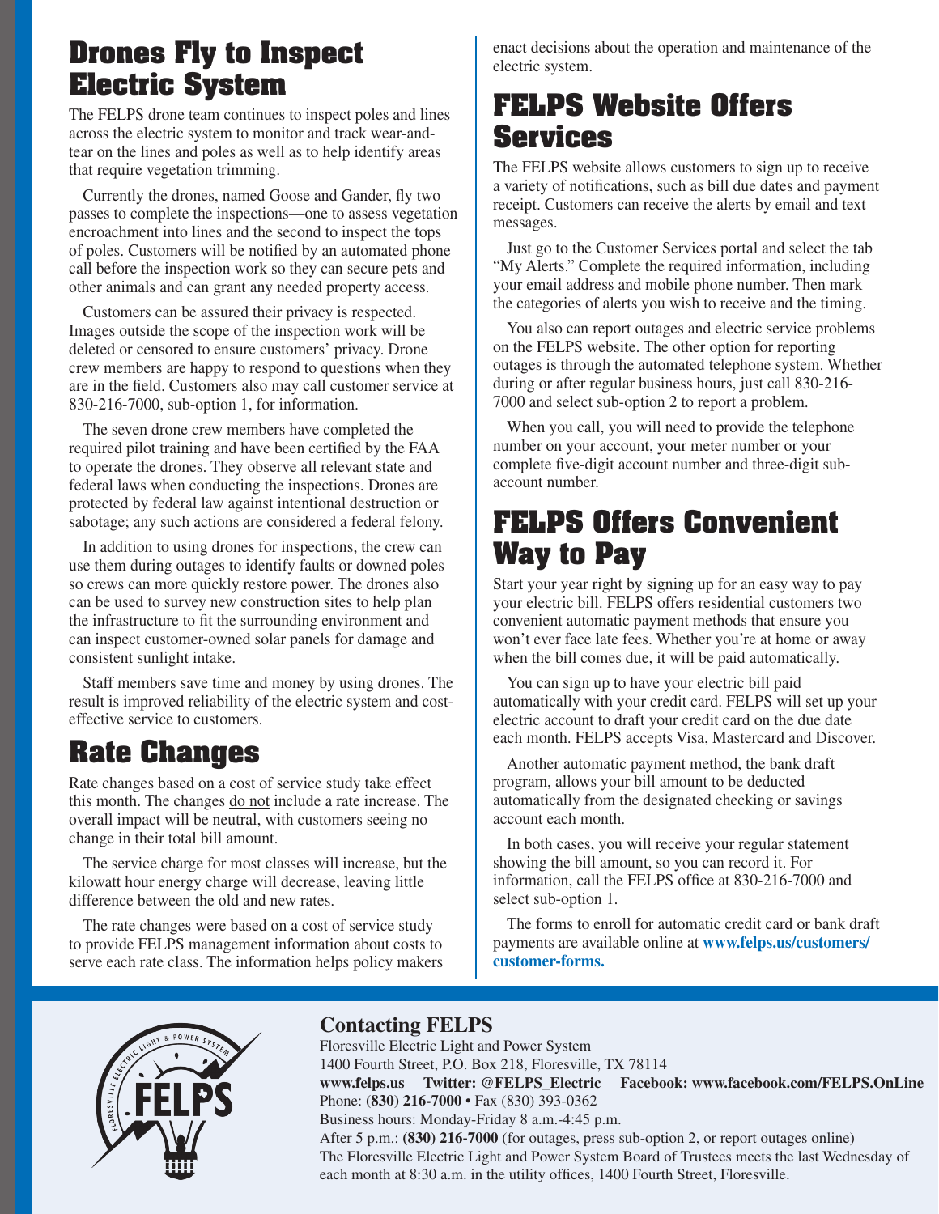## Drones Fly to Inspect Electric System

The FELPS drone team continues to inspect poles and lines across the electric system to monitor and track wear-and-tear on the lines and poles as well as to help identify areas that require vegetation trimming.

Currently the drones, named Goose and Gander, fly two passes to complete the inspections—one to assess vegetation encroachment into lines and the second to inspect the tops of poles. Customers will be notified by an automated phone call before the inspection work so they can secure pets and other animals and can grant any needed property access.

Customers can be assured their privacy is respected. Images outside the scope of the inspection work will be deleted or censored to ensure customers' privacy. Drone crew members are happy to respond to questions when they are in the field. Customers also may call customer service at 830-216-7000, sub-option 1, for information.

The seven drone crew members have completed the required pilot training and have been certified by the FAA to operate the drones. They observe all relevant state and federal laws when conducting the inspections. Drones are protected by federal law against intentional destruction or sabotage; any such actions are considered a federal felony.

In addition to using drones for inspections, the crew can use them during outages to identify faults or downed poles so crews can more quickly restore power. The drones also can be used to survey new construction sites to help plan the infrastructure to fit the surrounding environment and can inspect customer-owned solar panels for damage and consistent sunlight intake.

Staff members save time and money by using drones. The result is improved reliability of the electric system and cost-effective service to customers.

## Rate Changes

Rate changes based on a cost of service study take effect this month. The changes <u>do not</u> include a rate increase. The overall impact will be neutral, with customers seeing no change in their total bill amount.

The service charge for most classes will increase, but the kilowatt hour energy charge will decrease, leaving little difference between the old and new rates.

The rate changes were based on a cost of service study to provide FELPS management information about costs to serve each rate class. The information helps policy makers enact decisions about the operation and maintenance of the electric system.

## FELPS Website Offers Services

The FELPS website allows customers to sign up to receive a variety of notifications, such as bill due dates and payment receipt. Customers can receive the alerts by email and text messages.

Just go to the Customer Services portal and select the tab "My Alerts." Complete the required information, including your email address and mobile phone number. Then mark the categories of alerts you wish to receive and the timing.

You also can report outages and electric service problems on the FELPS website. The other option for reporting outages is through the automated telephone system. Whether during or after regular business hours, just call 830-216-7000 and select sub-option 2 to report a problem.

When you call, you will need to provide the telephone number on your account, your meter number or your complete five-digit account number and three-digit sub-account number.

## FELPS Offers Convenient Way to Pay

Start your year right by signing up for an easy way to pay your electric bill. FELPS offers residential customers two convenient automatic payment methods that ensure you won't ever face late fees. Whether you're at home or away when the bill comes due, it will be paid automatically.

You can sign up to have your electric bill paid automatically with your credit card. FELPS will set up your electric account to draft your credit card on the due date each month. FELPS accepts Visa, Mastercard and Discover.

Another automatic payment method, the bank draft program, allows your bill amount to be deducted automatically from the designated checking or savings account each month.

In both cases, you will receive your regular statement showing the bill amount, so you can record it. For information, call the FELPS office at 830-216-7000 and select sub-option 1.

The forms to enroll for automatic credit card or bank draft payments are available online at **www.felps.us/customers/customer-forms.**

### Contacting FELPS

Floresville Electric Light and Power System
1400 Fourth Street, P.O. Box 218, Floresville, TX 78114
**www.felps.us** **Twitter: @FELPS_Electric** **Facebook: www.facebook.com/FELPS.OnLine**
Phone: **(830) 216-7000** • Fax (830) 393-0362
Business hours: Monday-Friday 8 a.m.-4:45 p.m.
After 5 p.m.: **(830) 216-7000** (for outages, press sub-option 2, or report outages online)
The Floresville Electric Light and Power System Board of Trustees meets the last Wednesday of each month at 8:30 a.m. in the utility offices, 1400 Fourth Street, Floresville.